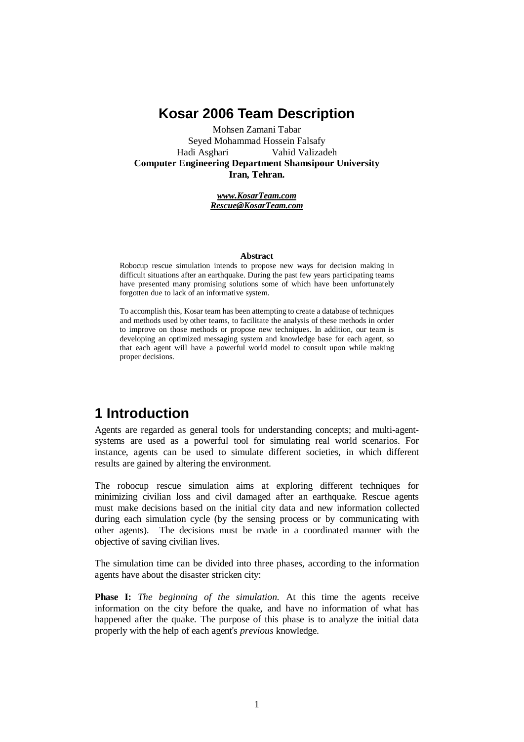# Kosar 2006 Team Description

Mohsen Zamani Tabar
Seyed Mohammad Hossein Falsafy
Hadi Asghari Vahid Valizadeh
**Computer Engineering Department Shamsipour University**
**Iran, Tehran.**

***www.KosarTeam.com***
***Rescue@KosarTeam.com***

**Abstract**

Robocup rescue simulation intends to propose new ways for decision making in difficult situations after an earthquake. During the past few years participating teams have presented many promising solutions some of which have been unfortunately forgotten due to lack of an informative system.

To accomplish this, Kosar team has been attempting to create a database of techniques and methods used by other teams, to facilitate the analysis of these methods in order to improve on those methods or propose new techniques. In addition, our team is developing an optimized messaging system and knowledge base for each agent, so that each agent will have a powerful world model to consult upon while making proper decisions.

# 1 Introduction

Agents are regarded as general tools for understanding concepts; and multi-agent-systems are used as a powerful tool for simulating real world scenarios. For instance, agents can be used to simulate different societies, in which different results are gained by altering the environment.

The robocup rescue simulation aims at exploring different techniques for minimizing civilian loss and civil damaged after an earthquake. Rescue agents must make decisions based on the initial city data and new information collected during each simulation cycle (by the sensing process or by communicating with other agents). The decisions must be made in a coordinated manner with the objective of saving civilian lives.

The simulation time can be divided into three phases, according to the information agents have about the disaster stricken city:

**Phase I:** *The beginning of the simulation.* At this time the agents receive information on the city before the quake, and have no information of what has happened after the quake. The purpose of this phase is to analyze the initial data properly with the help of each agent's *previous* knowledge.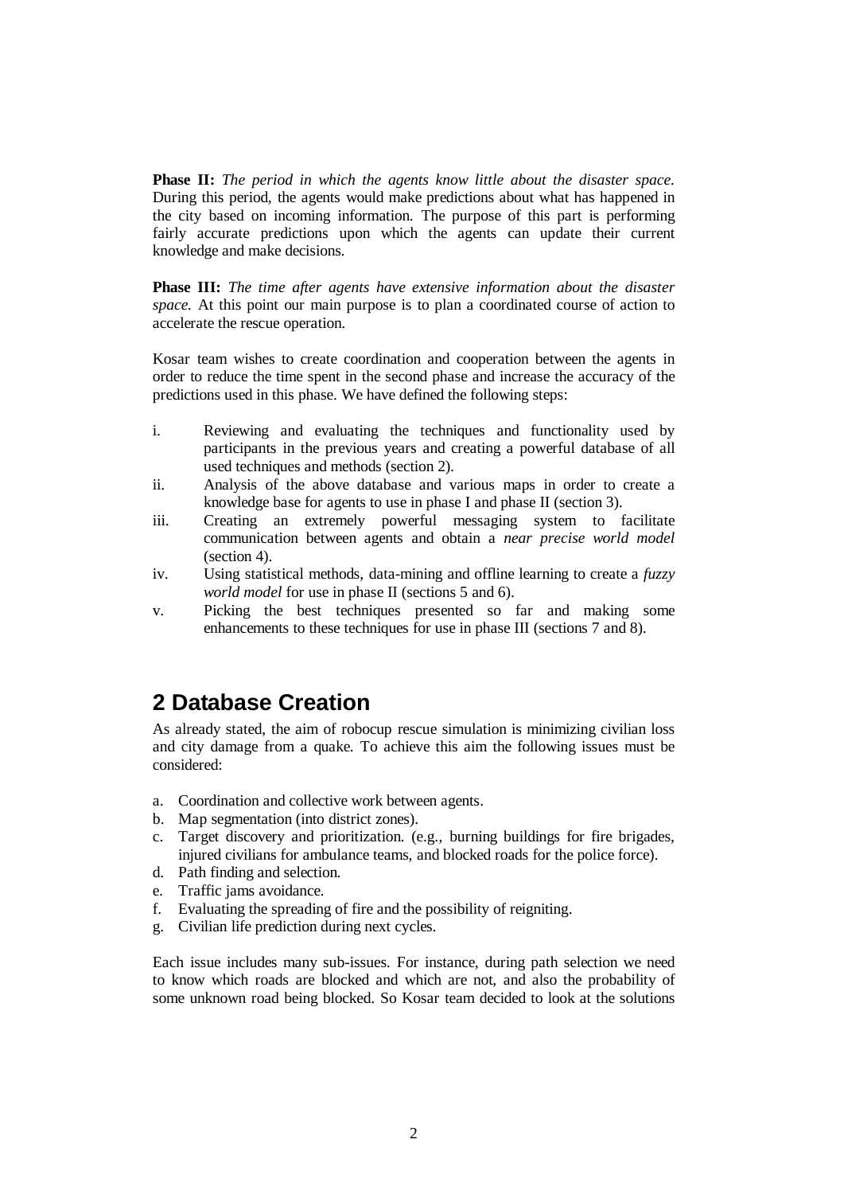**Phase II:** *The period in which the agents know little about the disaster space.* During this period, the agents would make predictions about what has happened in the city based on incoming information. The purpose of this part is performing fairly accurate predictions upon which the agents can update their current knowledge and make decisions.

**Phase III:** *The time after agents have extensive information about the disaster space.* At this point our main purpose is to plan a coordinated course of action to accelerate the rescue operation.

Kosar team wishes to create coordination and cooperation between the agents in order to reduce the time spent in the second phase and increase the accuracy of the predictions used in this phase. We have defined the following steps:

i. Reviewing and evaluating the techniques and functionality used by participants in the previous years and creating a powerful database of all used techniques and methods (section 2).
ii. Analysis of the above database and various maps in order to create a knowledge base for agents to use in phase I and phase II (section 3).
iii. Creating an extremely powerful messaging system to facilitate communication between agents and obtain a *near precise world model* (section 4).
iv. Using statistical methods, data-mining and offline learning to create a *fuzzy world model* for use in phase II (sections 5 and 6).
v. Picking the best techniques presented so far and making some enhancements to these techniques for use in phase III (sections 7 and 8).

## 2 Database Creation

As already stated, the aim of robocup rescue simulation is minimizing civilian loss and city damage from a quake. To achieve this aim the following issues must be considered:

a. Coordination and collective work between agents.
b. Map segmentation (into district zones).
c. Target discovery and prioritization. (e.g., burning buildings for fire brigades, injured civilians for ambulance teams, and blocked roads for the police force).
d. Path finding and selection.
e. Traffic jams avoidance.
f. Evaluating the spreading of fire and the possibility of reigniting.
g. Civilian life prediction during next cycles.

Each issue includes many sub-issues. For instance, during path selection we need to know which roads are blocked and which are not, and also the probability of some unknown road being blocked. So Kosar team decided to look at the solutions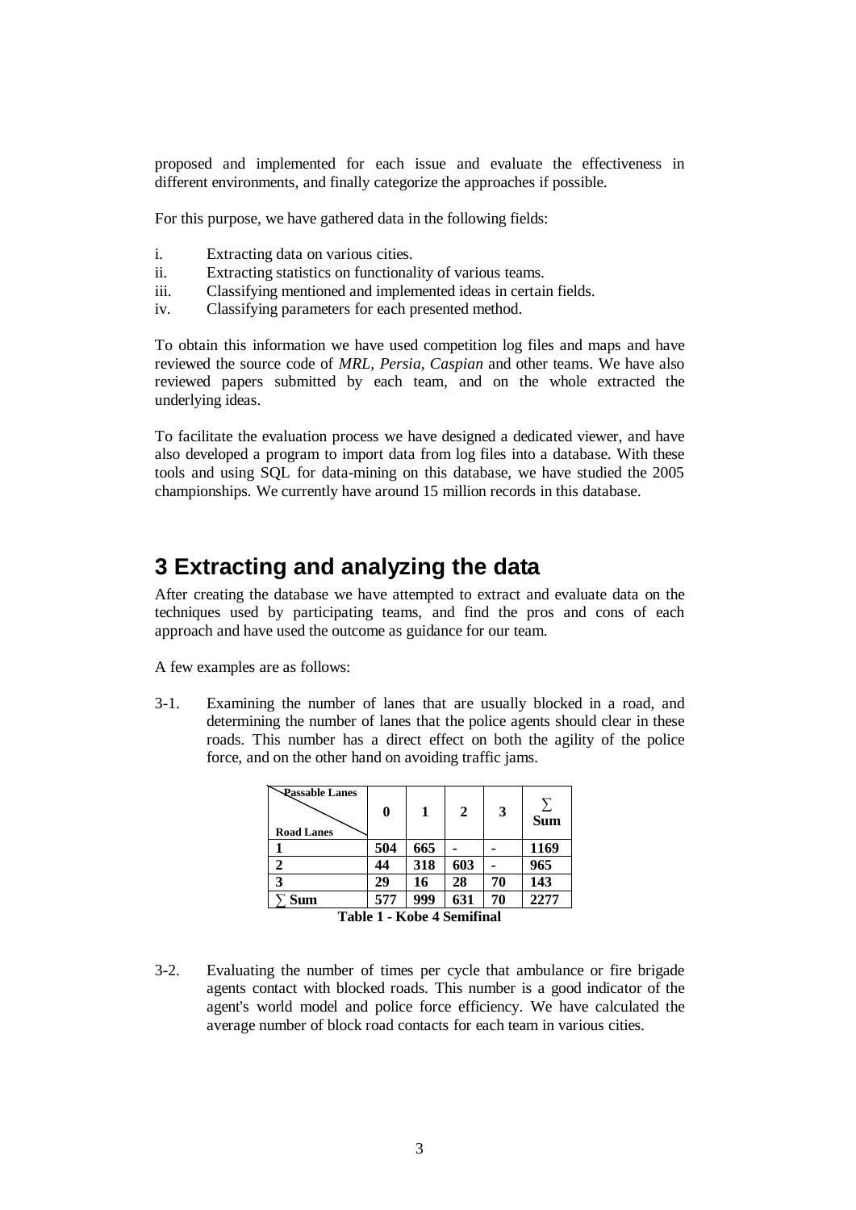proposed and implemented for each issue and evaluate the effectiveness in different environments, and finally categorize the approaches if possible.

For this purpose, we have gathered data in the following fields:

i. Extracting data on various cities.
ii. Extracting statistics on functionality of various teams.
iii. Classifying mentioned and implemented ideas in certain fields.
iv. Classifying parameters for each presented method.

To obtain this information we have used competition log files and maps and have reviewed the source code of *MRL*, *Persia*, *Caspian* and other teams. We have also reviewed papers submitted by each team, and on the whole extracted the underlying ideas.

To facilitate the evaluation process we have designed a dedicated viewer, and have also developed a program to import data from log files into a database. With these tools and using SQL for data-mining on this database, we have studied the 2005 championships. We currently have around 15 million records in this database.

## 3 Extracting and analyzing the data

After creating the database we have attempted to extract and evaluate data on the techniques used by participating teams, and find the pros and cons of each approach and have used the outcome as guidance for our team.

A few examples are as follows:

3-1. Examining the number of lanes that are usually blocked in a road, and determining the number of lanes that the police agents should clear in these roads. This number has a direct effect on both the agility of the police force, and on the other hand on avoiding traffic jams.

| Road Lanes \ Passable Lanes | **0** | **1** | **2** | **3** | **∑ Sum** |
|---|---|---|---|---|---|
| **1** | **504** | **665** | **-** | **-** | **1169** |
| **2** | **44** | **318** | **603** | **-** | **965** |
| **3** | **29** | **16** | **28** | **70** | **143** |
| **∑ Sum** | **577** | **999** | **631** | **70** | **2277** |

**Table 1 - Kobe 4 Semifinal**

3-2. Evaluating the number of times per cycle that ambulance or fire brigade agents contact with blocked roads. This number is a good indicator of the agent's world model and police force efficiency. We have calculated the average number of block road contacts for each team in various cities.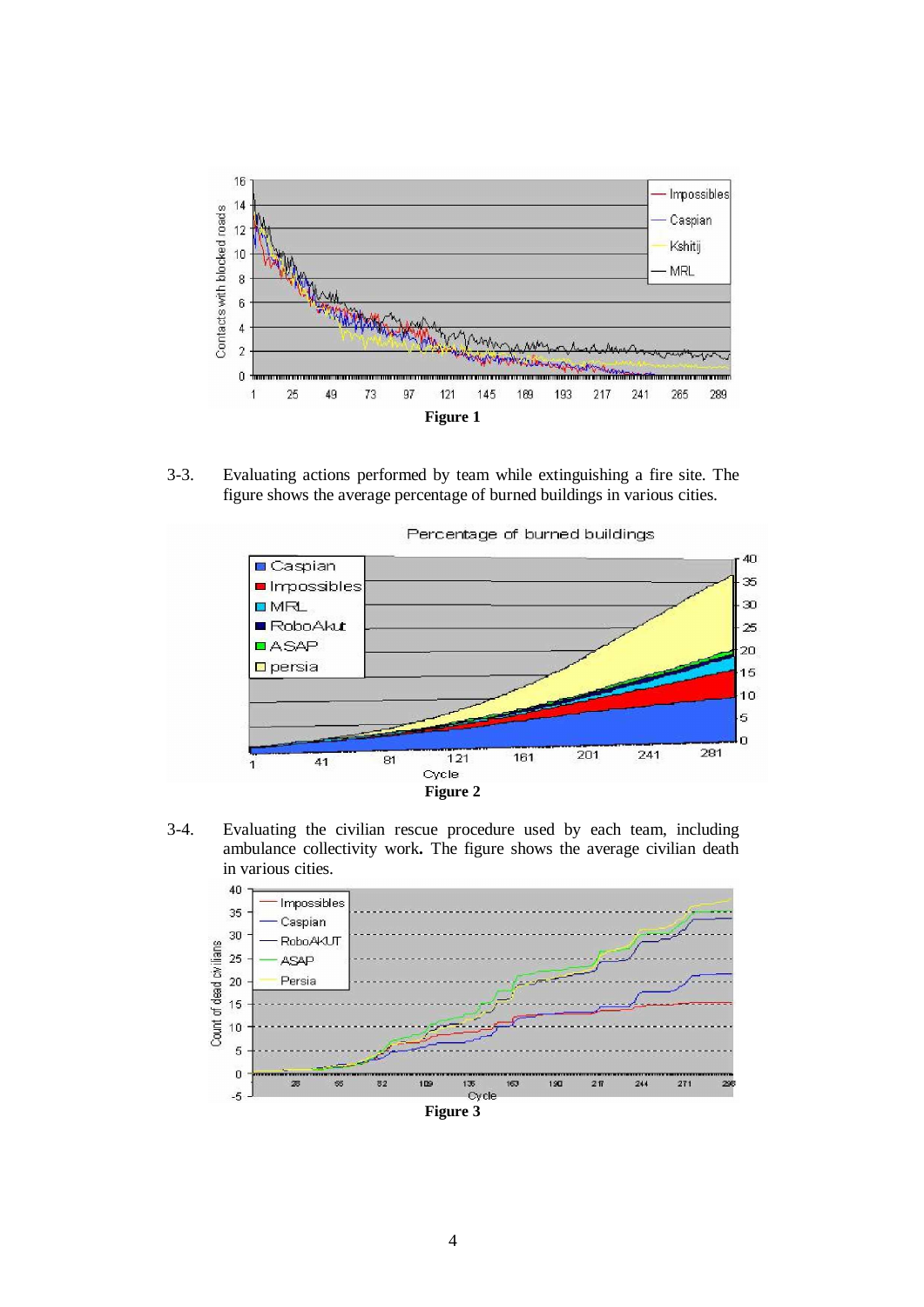**Figure 1**

3-3. Evaluating actions performed by team while extinguishing a fire site. The figure shows the average percentage of burned buildings in various cities.

**Figure 2**

3-4. Evaluating the civilian rescue procedure used by each team, including ambulance collectivity work**.** The figure shows the average civilian death in various cities.

**Figure 3**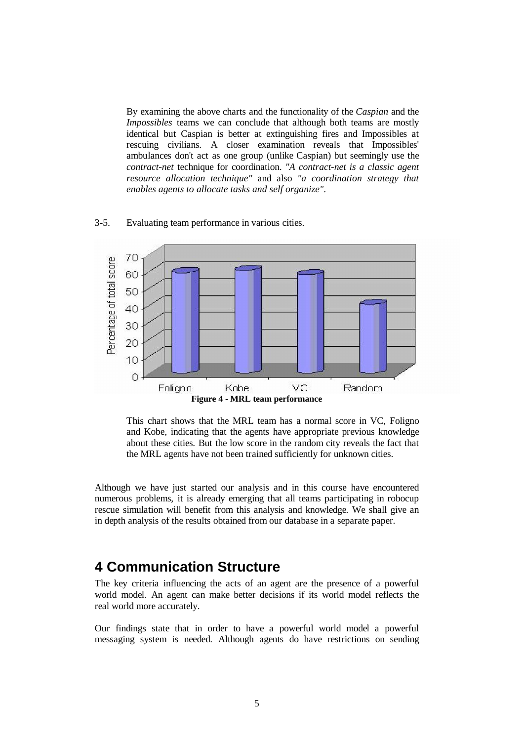By examining the above charts and the functionality of the *Caspian* and the *Impossibles* teams we can conclude that although both teams are mostly identical but Caspian is better at extinguishing fires and Impossibles at rescuing civilians. A closer examination reveals that Impossibles' ambulances don't act as one group (unlike Caspian) but seemingly use the *contract-net* technique for coordination. *"A contract-net is a classic agent resource allocation technique"* and also *"a coordination strategy that enables agents to allocate tasks and self organize"*.

3-5. Evaluating team performance in various cities.

**Figure 4 - MRL team performance**

This chart shows that the MRL team has a normal score in VC, Foligno and Kobe, indicating that the agents have appropriate previous knowledge about these cities. But the low score in the random city reveals the fact that the MRL agents have not been trained sufficiently for unknown cities.

Although we have just started our analysis and in this course have encountered numerous problems, it is already emerging that all teams participating in robocup rescue simulation will benefit from this analysis and knowledge. We shall give an in depth analysis of the results obtained from our database in a separate paper.

# 4 Communication Structure

The key criteria influencing the acts of an agent are the presence of a powerful world model. An agent can make better decisions if its world model reflects the real world more accurately.

Our findings state that in order to have a powerful world model a powerful messaging system is needed. Although agents do have restrictions on sending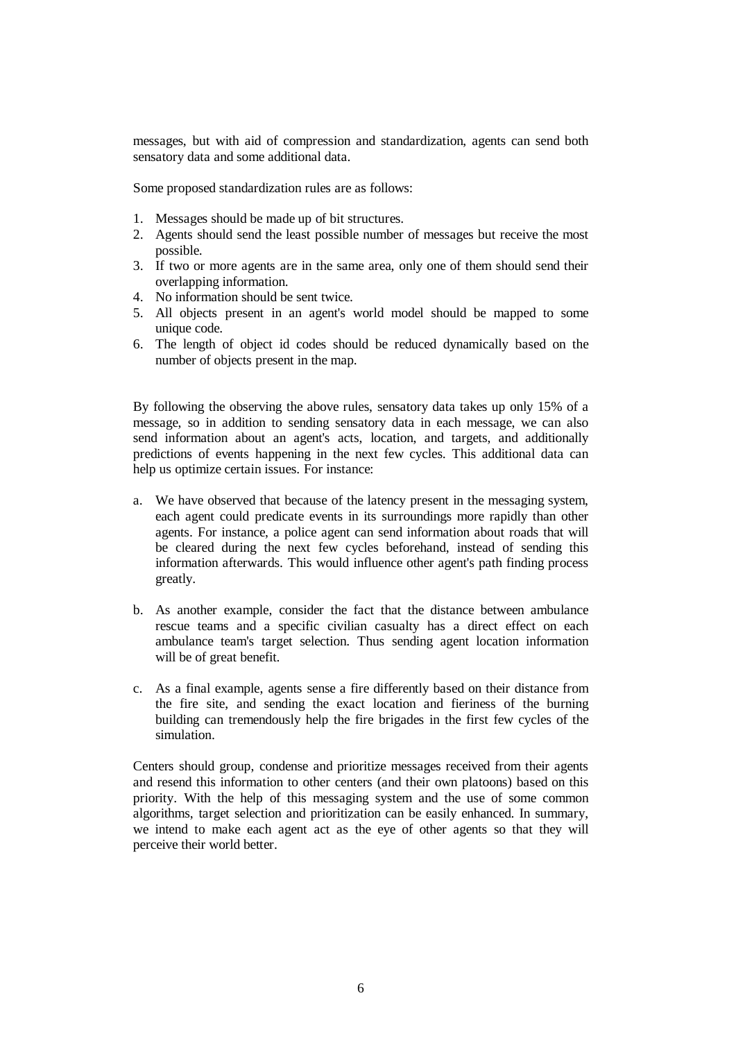messages, but with aid of compression and standardization, agents can send both sensatory data and some additional data.

Some proposed standardization rules are as follows:

1. Messages should be made up of bit structures.
2. Agents should send the least possible number of messages but receive the most possible.
3. If two or more agents are in the same area, only one of them should send their overlapping information.
4. No information should be sent twice.
5. All objects present in an agent's world model should be mapped to some unique code.
6. The length of object id codes should be reduced dynamically based on the number of objects present in the map.

By following the observing the above rules, sensatory data takes up only 15% of a message, so in addition to sending sensatory data in each message, we can also send information about an agent's acts, location, and targets, and additionally predictions of events happening in the next few cycles. This additional data can help us optimize certain issues. For instance:

a. We have observed that because of the latency present in the messaging system, each agent could predicate events in its surroundings more rapidly than other agents. For instance, a police agent can send information about roads that will be cleared during the next few cycles beforehand, instead of sending this information afterwards. This would influence other agent's path finding process greatly.

b. As another example, consider the fact that the distance between ambulance rescue teams and a specific civilian casualty has a direct effect on each ambulance team's target selection. Thus sending agent location information will be of great benefit.

c. As a final example, agents sense a fire differently based on their distance from the fire site, and sending the exact location and fieriness of the burning building can tremendously help the fire brigades in the first few cycles of the simulation.

Centers should group, condense and prioritize messages received from their agents and resend this information to other centers (and their own platoons) based on this priority. With the help of this messaging system and the use of some common algorithms, target selection and prioritization can be easily enhanced. In summary, we intend to make each agent act as the eye of other agents so that they will perceive their world better.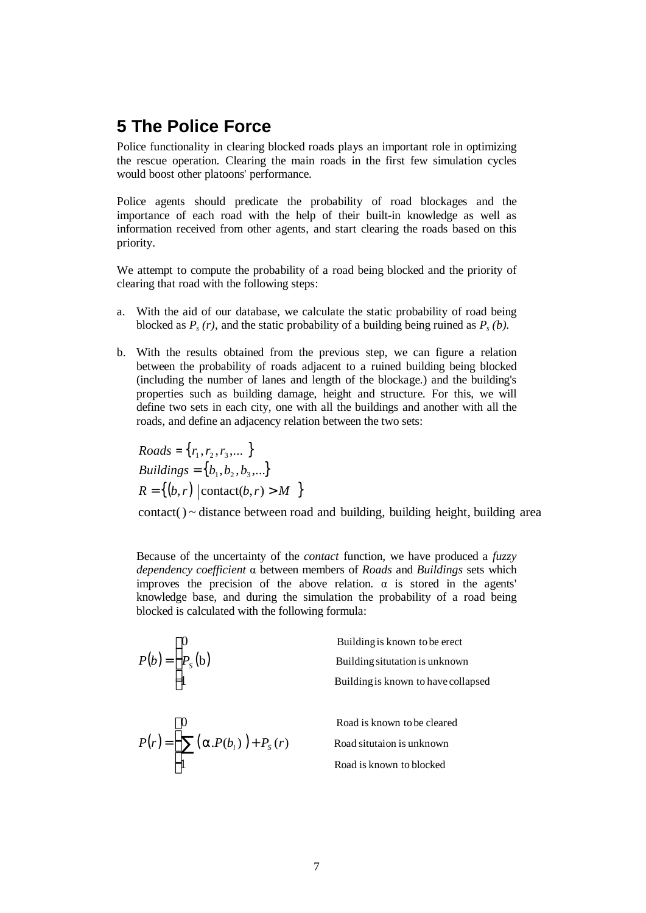## 5 The Police Force

Police functionality in clearing blocked roads plays an important role in optimizing the rescue operation. Clearing the main roads in the first few simulation cycles would boost other platoons' performance.

Police agents should predicate the probability of road blockages and the importance of each road with the help of their built-in knowledge as well as information received from other agents, and start clearing the roads based on this priority.

We attempt to compute the probability of a road being blocked and the priority of clearing that road with the following steps:

a. With the aid of our database, we calculate the static probability of road being blocked as $P_s(r)$, and the static probability of a building being ruined as $P_s(b)$.

b. With the results obtained from the previous step, we can figure a relation between the probability of roads adjacent to a ruined building being blocked (including the number of lanes and length of the blockage.) and the building's properties such as building damage, height and structure. For this, we will define two sets in each city, one with all the buildings and another with all the roads, and define an adjacency relation between the two sets:

$$Roads = \{r_1, r_2, r_3, \ldots\}$$
$$Buildings = \{b_1, b_2, b_3, \ldots\}$$
$$R = \{(b, r) \mid \text{contact}(b, r) > M\}$$

$\text{contact}() \sim$ distance between road and building, building height, building area

Because of the uncertainty of the *contact* function, we have produced a *fuzzy dependency coefficient* α between members of *Roads* and *Buildings* sets which improves the precision of the above relation. α is stored in the agents' knowledge base, and during the simulation the probability of a road being blocked is calculated with the following formula:

$$P(b) = \begin{cases} 0 & \text{Building is known to be erect} \\ P_S(\text{b}) & \text{Building situtation is unknown} \\ 1 & \text{Building is known to have collapsed} \end{cases}$$

$$P(r) = \begin{cases} 0 & \text{Road is known to be cleared} \\ \sum(\alpha . P(b_i)) + P_S(r) & \text{Road situtaion is unknown} \\ 1 & \text{Road is known to blocked} \end{cases}$$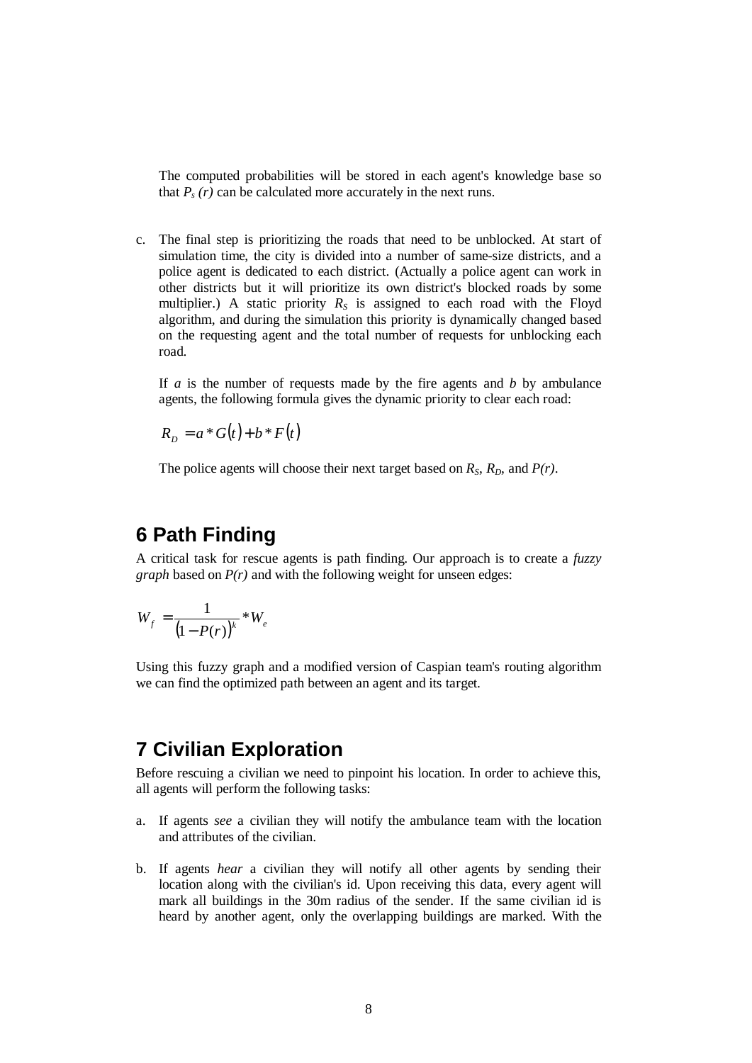The computed probabilities will be stored in each agent's knowledge base so that $P_s(r)$ can be calculated more accurately in the next runs.

c. The final step is prioritizing the roads that need to be unblocked. At start of simulation time, the city is divided into a number of same-size districts, and a police agent is dedicated to each district. (Actually a police agent can work in other districts but it will prioritize its own district's blocked roads by some multiplier.) A static priority $R_S$ is assigned to each road with the Floyd algorithm, and during the simulation this priority is dynamically changed based on the requesting agent and the total number of requests for unblocking each road.

   If $a$ is the number of requests made by the fire agents and $b$ by ambulance agents, the following formula gives the dynamic priority to clear each road:

   $$R_D = a * G(t) + b * F(t)$$

   The police agents will choose their next target based on $R_S$, $R_D$, and $P(r)$.

## 6 Path Finding

A critical task for rescue agents is path finding. Our approach is to create a *fuzzy graph* based on $P(r)$ and with the following weight for unseen edges:

$$W_f = \frac{1}{(1 - P(r))^k} * W_e$$

Using this fuzzy graph and a modified version of Caspian team's routing algorithm we can find the optimized path between an agent and its target.

## 7 Civilian Exploration

Before rescuing a civilian we need to pinpoint his location. In order to achieve this, all agents will perform the following tasks:

a. If agents *see* a civilian they will notify the ambulance team with the location and attributes of the civilian.

b. If agents *hear* a civilian they will notify all other agents by sending their location along with the civilian's id. Upon receiving this data, every agent will mark all buildings in the 30m radius of the sender. If the same civilian id is heard by another agent, only the overlapping buildings are marked. With the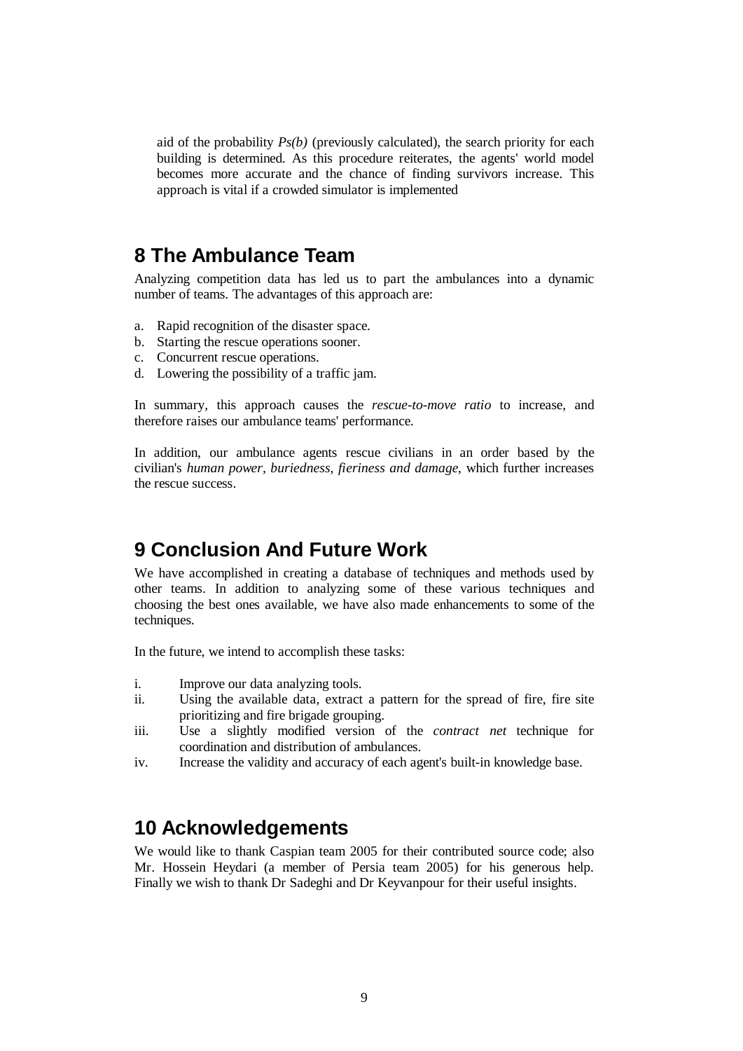aid of the probability *Ps(b)* (previously calculated), the search priority for each building is determined. As this procedure reiterates, the agents' world model becomes more accurate and the chance of finding survivors increase. This approach is vital if a crowded simulator is implemented

## 8 The Ambulance Team

Analyzing competition data has led us to part the ambulances into a dynamic number of teams. The advantages of this approach are:

a. Rapid recognition of the disaster space.
b. Starting the rescue operations sooner.
c. Concurrent rescue operations.
d. Lowering the possibility of a traffic jam.

In summary, this approach causes the *rescue-to-move ratio* to increase, and therefore raises our ambulance teams' performance.

In addition, our ambulance agents rescue civilians in an order based by the civilian's *human power, buriedness, fieriness and damage*, which further increases the rescue success.

## 9 Conclusion And Future Work

We have accomplished in creating a database of techniques and methods used by other teams. In addition to analyzing some of these various techniques and choosing the best ones available, we have also made enhancements to some of the techniques.

In the future, we intend to accomplish these tasks:

i. Improve our data analyzing tools.
ii. Using the available data, extract a pattern for the spread of fire, fire site prioritizing and fire brigade grouping.
iii. Use a slightly modified version of the *contract net* technique for coordination and distribution of ambulances.
iv. Increase the validity and accuracy of each agent's built-in knowledge base.

## 10 Acknowledgements

We would like to thank Caspian team 2005 for their contributed source code; also Mr. Hossein Heydari (a member of Persia team 2005) for his generous help. Finally we wish to thank Dr Sadeghi and Dr Keyvanpour for their useful insights.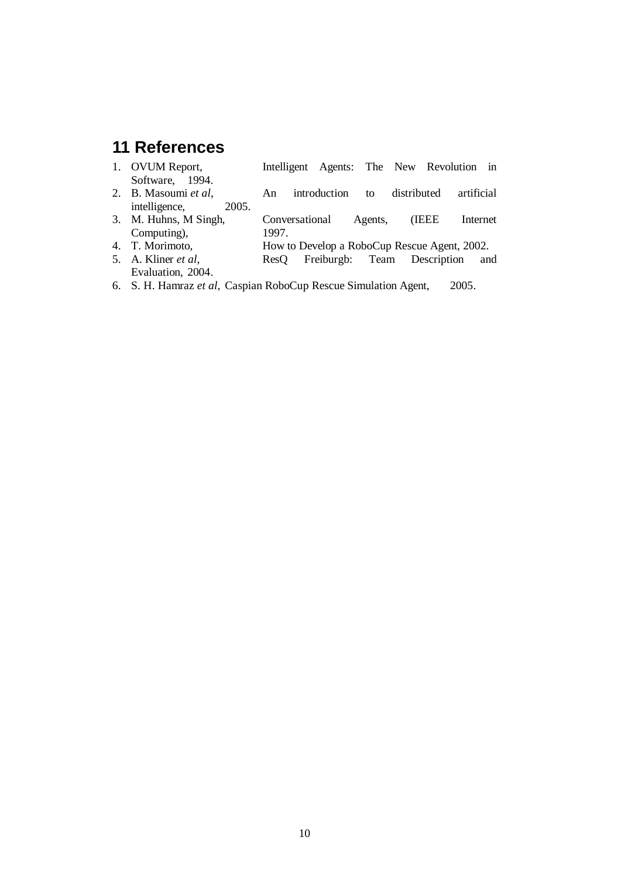## 11 References

1. OVUM Report, Intelligent Agents: The New Revolution in Software, 1994.
2. B. Masoumi *et al*, An introduction to distributed artificial intelligence, 2005.
3. M. Huhns, M Singh, Conversational Agents, (IEEE Internet Computing), 1997.
4. T. Morimoto, How to Develop a RoboCup Rescue Agent, 2002.
5. A. Kliner *et al*, ResQ Freiburgb: Team Description and Evaluation, 2004.
6. S. H. Hamraz *et al*, Caspian RoboCup Rescue Simulation Agent, 2005.